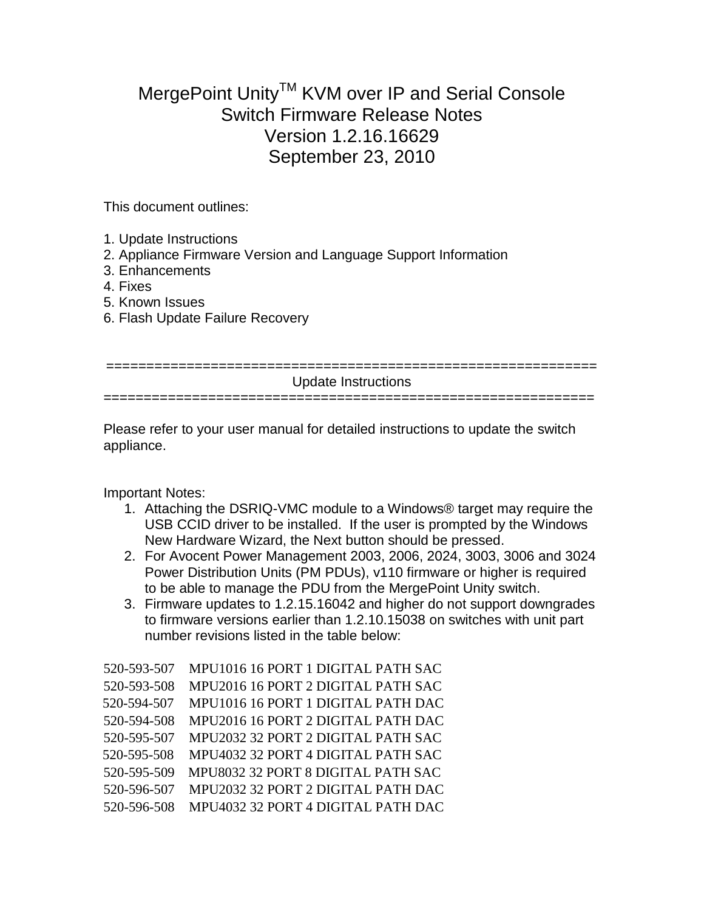# MergePoint Unity™ KVM over IP and Serial Console Switch Firmware Release Notes
# Version 1.2.16.16629
# September 23, 2010

This document outlines:

1. Update Instructions
2. Appliance Firmware Version and Language Support Information
3. Enhancements
4. Fixes
5. Known Issues
6. Flash Update Failure Recovery

==============================================================
## Update Instructions
==============================================================

Please refer to your user manual for detailed instructions to update the switch appliance.

Important Notes:

1. Attaching the DSRIQ-VMC module to a Windows® target may require the USB CCID driver to be installed. If the user is prompted by the Windows New Hardware Wizard, the Next button should be pressed.
2. For Avocent Power Management 2003, 2006, 2024, 3003, 3006 and 3024 Power Distribution Units (PM PDUs), v110 firmware or higher is required to be able to manage the PDU from the MergePoint Unity switch.
3. Firmware updates to 1.2.15.16042 and higher do not support downgrades to firmware versions earlier than 1.2.10.15038 on switches with unit part number revisions listed in the table below:

| | |
|---|---|
| 520-593-507 | MPU1016 16 PORT 1 DIGITAL PATH SAC |
| 520-593-508 | MPU2016 16 PORT 2 DIGITAL PATH SAC |
| 520-594-507 | MPU1016 16 PORT 1 DIGITAL PATH DAC |
| 520-594-508 | MPU2016 16 PORT 2 DIGITAL PATH DAC |
| 520-595-507 | MPU2032 32 PORT 2 DIGITAL PATH SAC |
| 520-595-508 | MPU4032 32 PORT 4 DIGITAL PATH SAC |
| 520-595-509 | MPU8032 32 PORT 8 DIGITAL PATH SAC |
| 520-596-507 | MPU2032 32 PORT 2 DIGITAL PATH DAC |
| 520-596-508 | MPU4032 32 PORT 4 DIGITAL PATH DAC |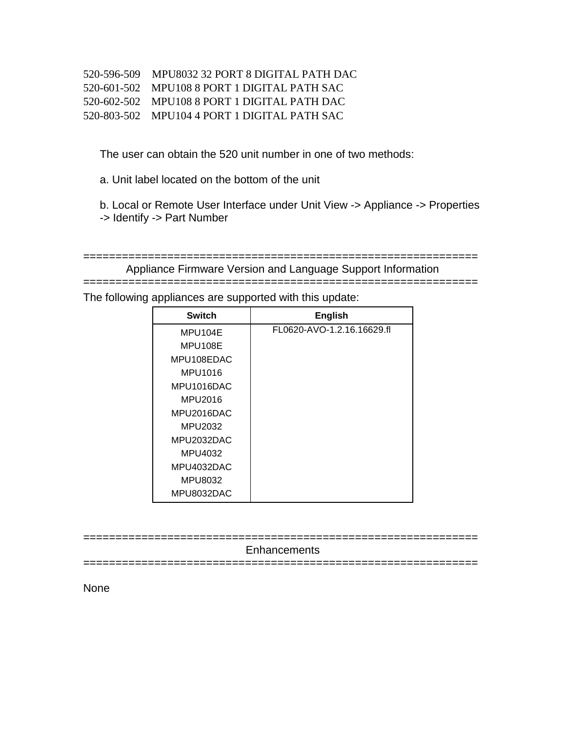520-596-509    MPU8032 32 PORT 8 DIGITAL PATH DAC
520-601-502    MPU108 8 PORT 1 DIGITAL PATH SAC
520-602-502    MPU108 8 PORT 1 DIGITAL PATH DAC
520-803-502    MPU104 4 PORT 1 DIGITAL PATH SAC

The user can obtain the 520 unit number in one of two methods:

a. Unit label located on the bottom of the unit

b. Local or Remote User Interface under Unit View -> Appliance -> Properties -> Identify -> Part Number

============================================================
Appliance Firmware Version and Language Support Information
============================================================

The following appliances are supported with this update:

| Switch | English |
| --- | --- |
| MPU104E<br>MPU108E<br>MPU108EDAC<br>MPU1016<br>MPU1016DAC<br>MPU2016<br>MPU2016DAC<br>MPU2032<br>MPU2032DAC<br>MPU4032<br>MPU4032DAC<br>MPU8032<br>MPU8032DAC | FL0620-AVO-1.2.16.16629.fl |

============================================================
Enhancements
============================================================

None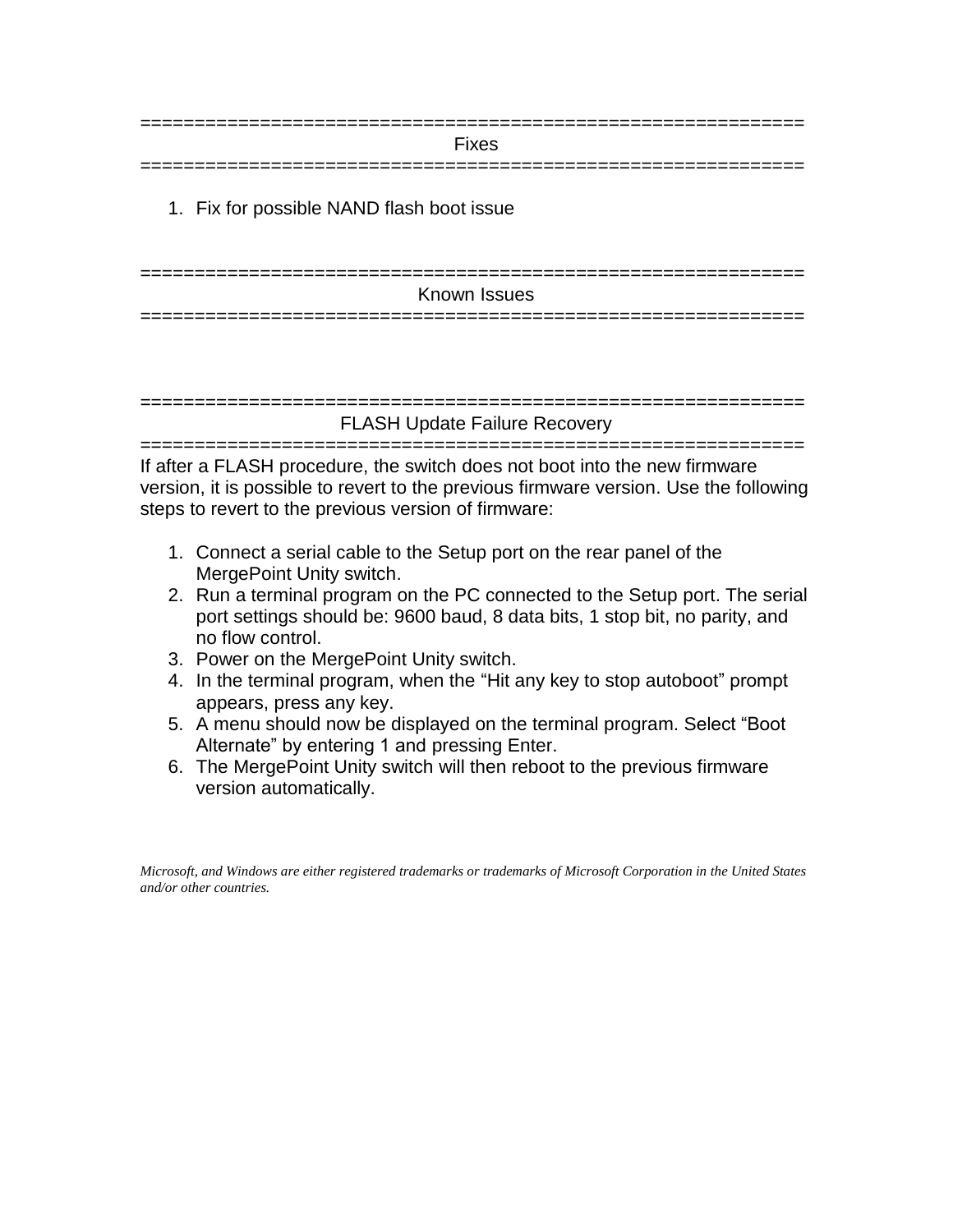## Fixes

1. Fix for possible NAND flash boot issue

## Known Issues

## FLASH Update Failure Recovery

If after a FLASH procedure, the switch does not boot into the new firmware version, it is possible to revert to the previous firmware version. Use the following steps to revert to the previous version of firmware:

1. Connect a serial cable to the Setup port on the rear panel of the MergePoint Unity switch.
2. Run a terminal program on the PC connected to the Setup port. The serial port settings should be: 9600 baud, 8 data bits, 1 stop bit, no parity, and no flow control.
3. Power on the MergePoint Unity switch.
4. In the terminal program, when the “Hit any key to stop autoboot” prompt appears, press any key.
5. A menu should now be displayed on the terminal program. Select “Boot Alternate” by entering 1 and pressing Enter.
6. The MergePoint Unity switch will then reboot to the previous firmware version automatically.

*Microsoft, and Windows are either registered trademarks or trademarks of Microsoft Corporation in the United States and/or other countries.*